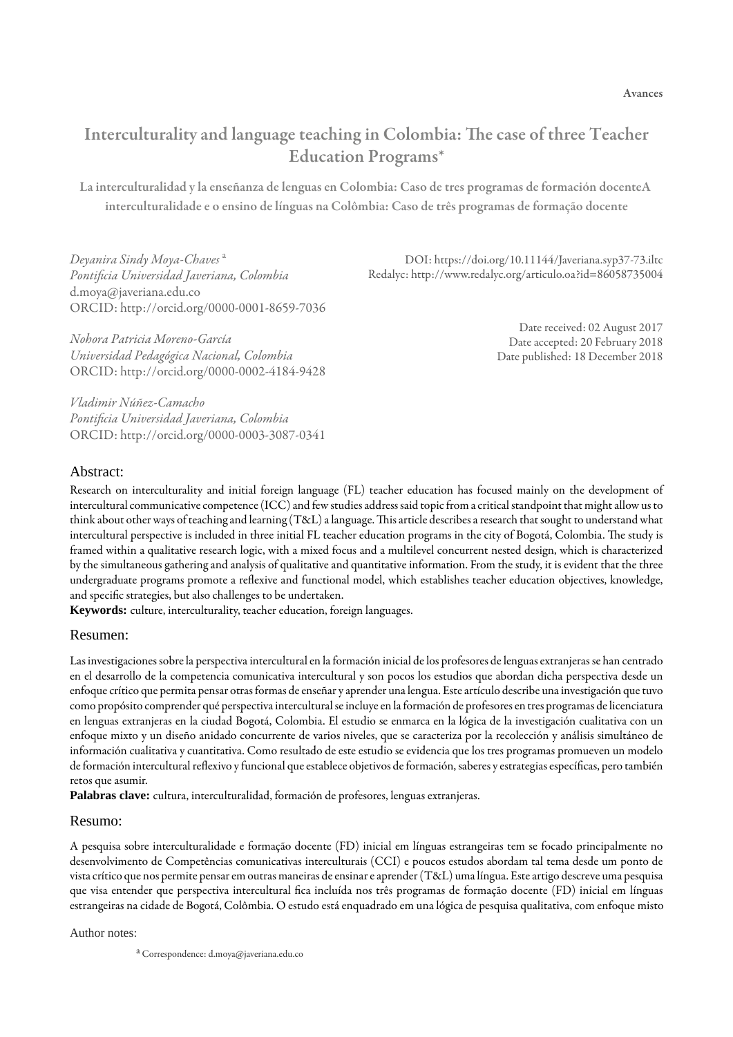Avances

# Interculturality and language teaching in Colombia: The case of three Teacher Education Programs*

La interculturalidad y la enseñanza de lenguas en Colombia: Caso de tres programas de formación docenteA interculturalidade e o ensino de línguas na Colômbia: Caso de três programas de formação docente

*Deyanira Sindy Moya-Chaves* [a]
*Pontificia Universidad Javeriana, Colombia*
d.moya@javeriana.edu.co
ORCID: http://orcid.org/0000-0001-8659-7036

*Nohora Patricia Moreno-García*
*Universidad Pedagógica Nacional, Colombia*
ORCID: http://orcid.org/0000-0002-4184-9428

*Vladimir Núñez-Camacho*
*Pontificia Universidad Javeriana, Colombia*
ORCID: http://orcid.org/0000-0003-3087-0341

DOI: https://doi.org/10.11144/Javeriana.syp37-73.iltc
Redalyc: http://www.redalyc.org/articulo.oa?id=86058735004

Date received: 02 August 2017
Date accepted: 20 February 2018
Date published: 18 December 2018

## Abstract:

Research on interculturality and initial foreign language (FL) teacher education has focused mainly on the development of intercultural communicative competence (ICC) and few studies address said topic from a critical standpoint that might allow us to think about other ways of teaching and learning (T&L) a language. This article describes a research that sought to understand what intercultural perspective is included in three initial FL teacher education programs in the city of Bogotá, Colombia. The study is framed within a qualitative research logic, with a mixed focus and a multilevel concurrent nested design, which is characterized by the simultaneous gathering and analysis of qualitative and quantitative information. From the study, it is evident that the three undergraduate programs promote a reflexive and functional model, which establishes teacher education objectives, knowledge, and specific strategies, but also challenges to be undertaken.

**Keywords:** culture, interculturality, teacher education, foreign languages.

## Resumen:

Las investigaciones sobre la perspectiva intercultural en la formación inicial de los profesores de lenguas extranjeras se han centrado en el desarrollo de la competencia comunicativa intercultural y son pocos los estudios que abordan dicha perspectiva desde un enfoque crítico que permita pensar otras formas de enseñar y aprender una lengua. Este artículo describe una investigación que tuvo como propósito comprender qué perspectiva intercultural se incluye en la formación de profesores en tres programas de licenciatura en lenguas extranjeras en la ciudad Bogotá, Colombia. El estudio se enmarca en la lógica de la investigación cualitativa con un enfoque mixto y un diseño anidado concurrente de varios niveles, que se caracteriza por la recolección y análisis simultáneo de información cualitativa y cuantitativa. Como resultado de este estudio se evidencia que los tres programas promueven un modelo de formación intercultural reflexivo y funcional que establece objetivos de formación, saberes y estrategias específicas, pero también retos que asumir.

**Palabras clave:** cultura, interculturalidad, formación de profesores, lenguas extranjeras.

## Resumo:

A pesquisa sobre interculturalidade e formação docente (FD) inicial em línguas estrangeiras tem se focado principalmente no desenvolvimento de Competências comunicativas interculturais (CCI) e poucos estudos abordam tal tema desde um ponto de vista crítico que nos permite pensar em outras maneiras de ensinar e aprender (T&L) uma língua. Este artigo descreve uma pesquisa que visa entender que perspectiva intercultural fica incluída nos três programas de formação docente (FD) inicial em línguas estrangeiras na cidade de Bogotá, Colômbia. O estudo está enquadrado em una lógica de pesquisa qualitativa, com enfoque misto

Author notes:

[a] Correspondence: d.moya@javeriana.edu.co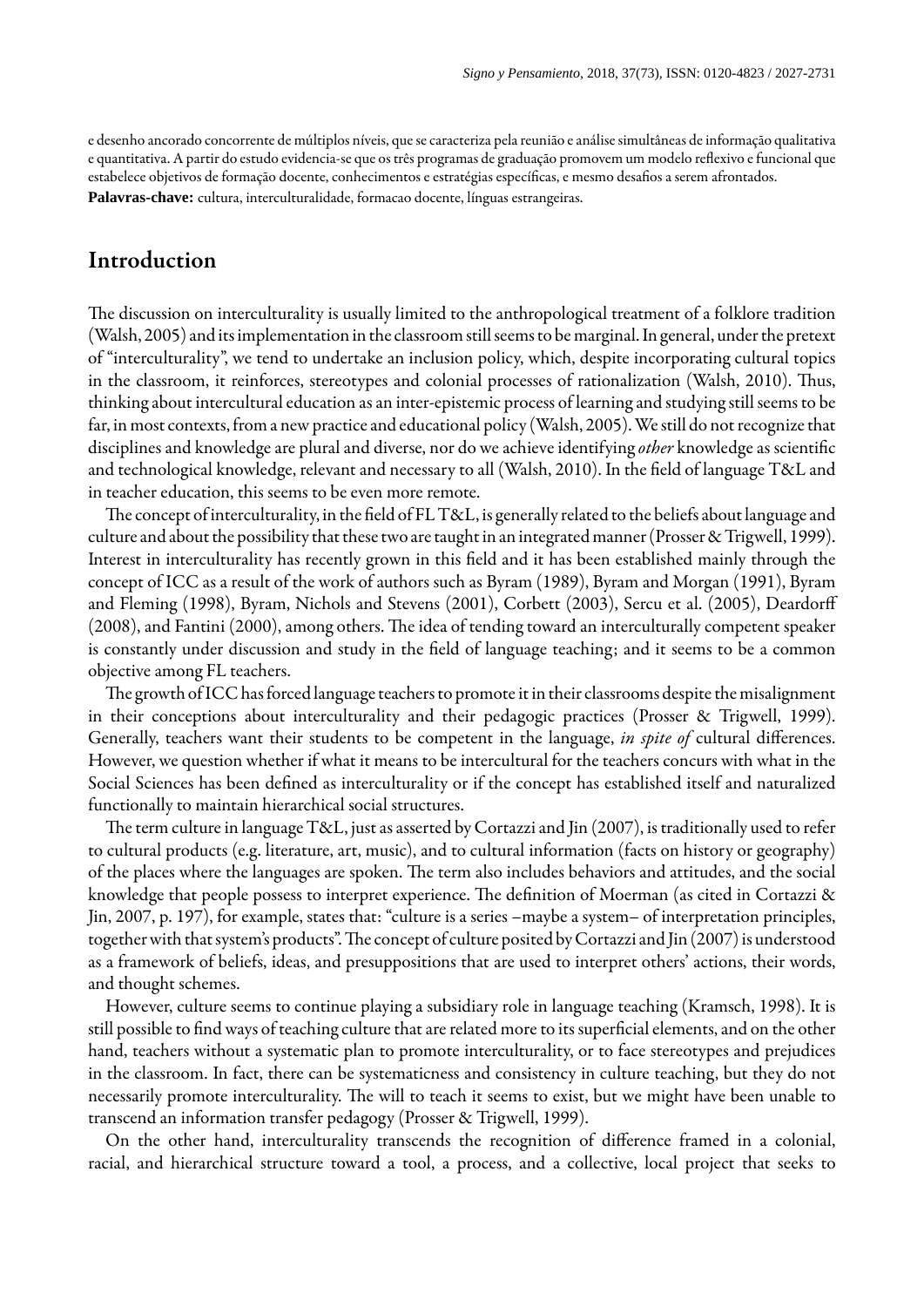e desenho ancorado concorrente de múltiplos níveis, que se caracteriza pela reunião e análise simultâneas de informação qualitativa e quantitativa. A partir do estudo evidencia-se que os três programas de graduação promovem um modelo reflexivo e funcional que estabelece objetivos de formação docente, conhecimentos e estratégias específicas, e mesmo desafios a serem afrontados.

**Palavras-chave:** cultura, interculturalidade, formacao docente, línguas estrangeiras.

## Introduction

The discussion on interculturality is usually limited to the anthropological treatment of a folklore tradition (Walsh, 2005) and its implementation in the classroom still seems to be marginal. In general, under the pretext of "interculturality", we tend to undertake an inclusion policy, which, despite incorporating cultural topics in the classroom, it reinforces, stereotypes and colonial processes of rationalization (Walsh, 2010). Thus, thinking about intercultural education as an inter-epistemic process of learning and studying still seems to be far, in most contexts, from a new practice and educational policy (Walsh, 2005). We still do not recognize that disciplines and knowledge are plural and diverse, nor do we achieve identifying *other* knowledge as scientific and technological knowledge, relevant and necessary to all (Walsh, 2010). In the field of language T&L and in teacher education, this seems to be even more remote.

The concept of interculturality, in the field of FL T&L, is generally related to the beliefs about language and culture and about the possibility that these two are taught in an integrated manner (Prosser & Trigwell, 1999). Interest in interculturality has recently grown in this field and it has been established mainly through the concept of ICC as a result of the work of authors such as Byram (1989), Byram and Morgan (1991), Byram and Fleming (1998), Byram, Nichols and Stevens (2001), Corbett (2003), Sercu et al. (2005), Deardorff (2008), and Fantini (2000), among others. The idea of tending toward an interculturally competent speaker is constantly under discussion and study in the field of language teaching; and it seems to be a common objective among FL teachers.

The growth of ICC has forced language teachers to promote it in their classrooms despite the misalignment in their conceptions about interculturality and their pedagogic practices (Prosser & Trigwell, 1999). Generally, teachers want their students to be competent in the language, *in spite of* cultural differences. However, we question whether if what it means to be intercultural for the teachers concurs with what in the Social Sciences has been defined as interculturality or if the concept has established itself and naturalized functionally to maintain hierarchical social structures.

The term culture in language T&L, just as asserted by Cortazzi and Jin (2007), is traditionally used to refer to cultural products (e.g. literature, art, music), and to cultural information (facts on history or geography) of the places where the languages are spoken. The term also includes behaviors and attitudes, and the social knowledge that people possess to interpret experience. The definition of Moerman (as cited in Cortazzi & Jin, 2007, p. 197), for example, states that: "culture is a series –maybe a system– of interpretation principles, together with that system's products". The concept of culture posited by Cortazzi and Jin (2007) is understood as a framework of beliefs, ideas, and presuppositions that are used to interpret others' actions, their words, and thought schemes.

However, culture seems to continue playing a subsidiary role in language teaching (Kramsch, 1998). It is still possible to find ways of teaching culture that are related more to its superficial elements, and on the other hand, teachers without a systematic plan to promote interculturality, or to face stereotypes and prejudices in the classroom. In fact, there can be systematicness and consistency in culture teaching, but they do not necessarily promote interculturality. The will to teach it seems to exist, but we might have been unable to transcend an information transfer pedagogy (Prosser & Trigwell, 1999).

On the other hand, interculturality transcends the recognition of difference framed in a colonial, racial, and hierarchical structure toward a tool, a process, and a collective, local project that seeks to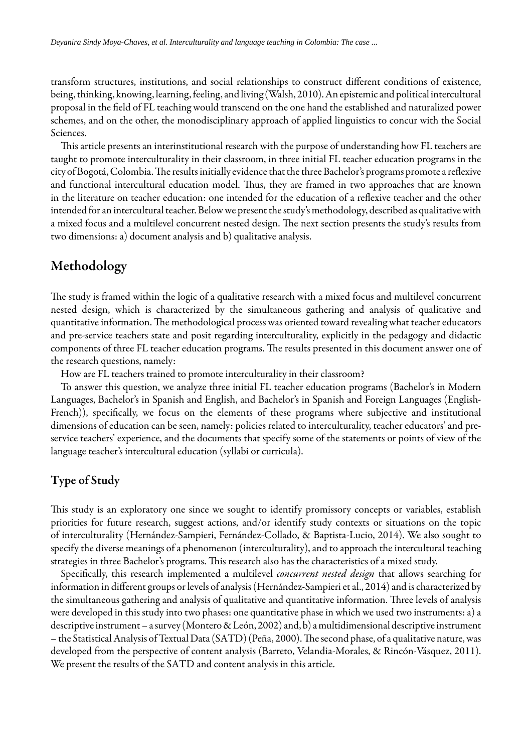transform structures, institutions, and social relationships to construct different conditions of existence, being, thinking, knowing, learning, feeling, and living (Walsh, 2010). An epistemic and political intercultural proposal in the field of FL teaching would transcend on the one hand the established and naturalized power schemes, and on the other, the monodisciplinary approach of applied linguistics to concur with the Social Sciences.

This article presents an interinstitutional research with the purpose of understanding how FL teachers are taught to promote interculturality in their classroom, in three initial FL teacher education programs in the city of Bogotá, Colombia. The results initially evidence that the three Bachelor's programs promote a reflexive and functional intercultural education model. Thus, they are framed in two approaches that are known in the literature on teacher education: one intended for the education of a reflexive teacher and the other intended for an intercultural teacher. Below we present the study's methodology, described as qualitative with a mixed focus and a multilevel concurrent nested design. The next section presents the study's results from two dimensions: a) document analysis and b) qualitative analysis.

## Methodology

The study is framed within the logic of a qualitative research with a mixed focus and multilevel concurrent nested design, which is characterized by the simultaneous gathering and analysis of qualitative and quantitative information. The methodological process was oriented toward revealing what teacher educators and pre-service teachers state and posit regarding interculturality, explicitly in the pedagogy and didactic components of three FL teacher education programs. The results presented in this document answer one of the research questions, namely:

How are FL teachers trained to promote interculturality in their classroom?

To answer this question, we analyze three initial FL teacher education programs (Bachelor's in Modern Languages, Bachelor's in Spanish and English, and Bachelor's in Spanish and Foreign Languages (English-French)), specifically, we focus on the elements of these programs where subjective and institutional dimensions of education can be seen, namely: policies related to interculturality, teacher educators' and pre-service teachers' experience, and the documents that specify some of the statements or points of view of the language teacher's intercultural education (syllabi or curricula).

### Type of Study

This study is an exploratory one since we sought to identify promissory concepts or variables, establish priorities for future research, suggest actions, and/or identify study contexts or situations on the topic of interculturality (Hernández-Sampieri, Fernández-Collado, & Baptista-Lucio, 2014). We also sought to specify the diverse meanings of a phenomenon (interculturality), and to approach the intercultural teaching strategies in three Bachelor's programs. This research also has the characteristics of a mixed study.

Specifically, this research implemented a multilevel *concurrent nested design* that allows searching for information in different groups or levels of analysis (Hernández-Sampieri et al., 2014) and is characterized by the simultaneous gathering and analysis of qualitative and quantitative information. Three levels of analysis were developed in this study into two phases: one quantitative phase in which we used two instruments: a) a descriptive instrument – a survey (Montero & León, 2002) and, b) a multidimensional descriptive instrument – the Statistical Analysis of Textual Data (SATD) (Peña, 2000). The second phase, of a qualitative nature, was developed from the perspective of content analysis (Barreto, Velandia-Morales, & Rincón-Vásquez, 2011). We present the results of the SATD and content analysis in this article.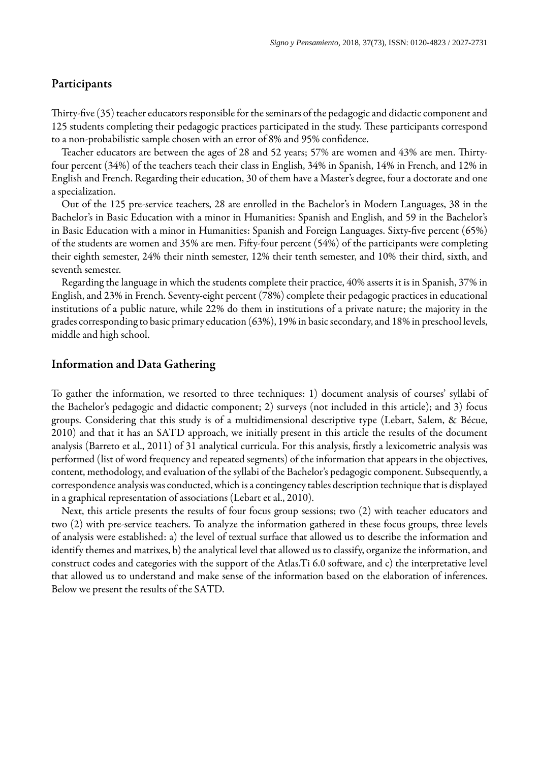## Participants

Thirty-five (35) teacher educators responsible for the seminars of the pedagogic and didactic component and 125 students completing their pedagogic practices participated in the study. These participants correspond to a non-probabilistic sample chosen with an error of 8% and 95% confidence.

Teacher educators are between the ages of 28 and 52 years; 57% are women and 43% are men. Thirty-four percent (34%) of the teachers teach their class in English, 34% in Spanish, 14% in French, and 12% in English and French. Regarding their education, 30 of them have a Master's degree, four a doctorate and one a specialization.

Out of the 125 pre-service teachers, 28 are enrolled in the Bachelor's in Modern Languages, 38 in the Bachelor's in Basic Education with a minor in Humanities: Spanish and English, and 59 in the Bachelor's in Basic Education with a minor in Humanities: Spanish and Foreign Languages. Sixty-five percent (65%) of the students are women and 35% are men. Fifty-four percent (54%) of the participants were completing their eighth semester, 24% their ninth semester, 12% their tenth semester, and 10% their third, sixth, and seventh semester.

Regarding the language in which the students complete their practice, 40% asserts it is in Spanish, 37% in English, and 23% in French. Seventy-eight percent (78%) complete their pedagogic practices in educational institutions of a public nature, while 22% do them in institutions of a private nature; the majority in the grades corresponding to basic primary education (63%), 19% in basic secondary, and 18% in preschool levels, middle and high school.

## Information and Data Gathering

To gather the information, we resorted to three techniques: 1) document analysis of courses' syllabi of the Bachelor's pedagogic and didactic component; 2) surveys (not included in this article); and 3) focus groups. Considering that this study is of a multidimensional descriptive type (Lebart, Salem, & Bécue, 2010) and that it has an SATD approach, we initially present in this article the results of the document analysis (Barreto et al., 2011) of 31 analytical curricula. For this analysis, firstly a lexicometric analysis was performed (list of word frequency and repeated segments) of the information that appears in the objectives, content, methodology, and evaluation of the syllabi of the Bachelor's pedagogic component. Subsequently, a correspondence analysis was conducted, which is a contingency tables description technique that is displayed in a graphical representation of associations (Lebart et al., 2010).

Next, this article presents the results of four focus group sessions; two (2) with teacher educators and two (2) with pre-service teachers. To analyze the information gathered in these focus groups, three levels of analysis were established: a) the level of textual surface that allowed us to describe the information and identify themes and matrixes, b) the analytical level that allowed us to classify, organize the information, and construct codes and categories with the support of the Atlas.Ti 6.0 software, and c) the interpretative level that allowed us to understand and make sense of the information based on the elaboration of inferences. Below we present the results of the SATD.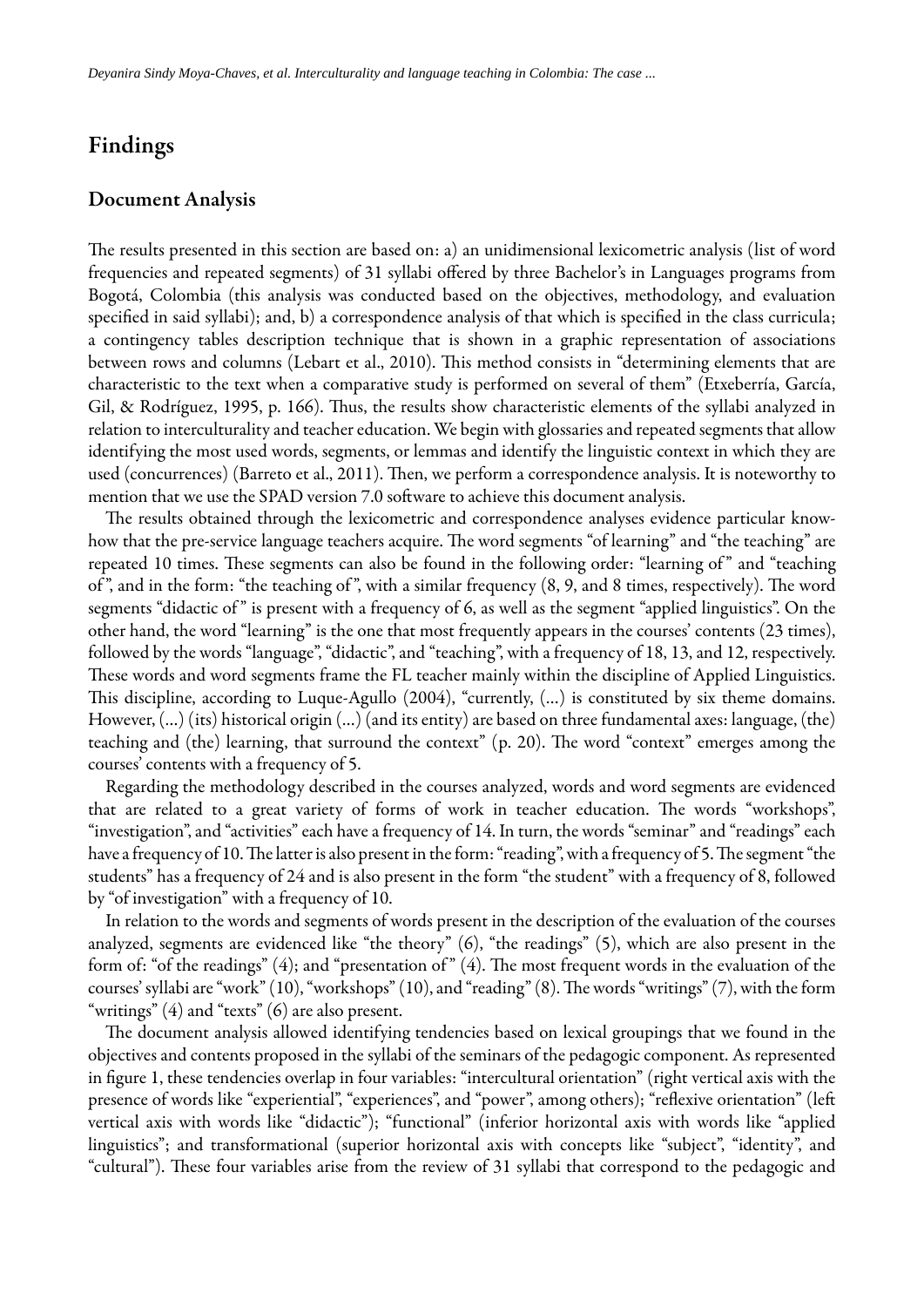# Findings

## Document Analysis

The results presented in this section are based on: a) an unidimensional lexicometric analysis (list of word frequencies and repeated segments) of 31 syllabi offered by three Bachelor's in Languages programs from Bogotá, Colombia (this analysis was conducted based on the objectives, methodology, and evaluation specified in said syllabi); and, b) a correspondence analysis of that which is specified in the class curricula; a contingency tables description technique that is shown in a graphic representation of associations between rows and columns (Lebart et al., 2010). This method consists in "determining elements that are characteristic to the text when a comparative study is performed on several of them" (Etxeberría, García, Gil, & Rodríguez, 1995, p. 166). Thus, the results show characteristic elements of the syllabi analyzed in relation to interculturality and teacher education. We begin with glossaries and repeated segments that allow identifying the most used words, segments, or lemmas and identify the linguistic context in which they are used (concurrences) (Barreto et al., 2011). Then, we perform a correspondence analysis. It is noteworthy to mention that we use the SPAD version 7.0 software to achieve this document analysis.

The results obtained through the lexicometric and correspondence analyses evidence particular know-how that the pre-service language teachers acquire. The word segments "of learning" and "the teaching" are repeated 10 times. These segments can also be found in the following order: "learning of" and "teaching of", and in the form: "the teaching of", with a similar frequency (8, 9, and 8 times, respectively). The word segments "didactic of" is present with a frequency of 6, as well as the segment "applied linguistics". On the other hand, the word "learning" is the one that most frequently appears in the courses' contents (23 times), followed by the words "language", "didactic", and "teaching", with a frequency of 18, 13, and 12, respectively. These words and word segments frame the FL teacher mainly within the discipline of Applied Linguistics. This discipline, according to Luque-Agullo (2004), "currently, (...) is constituted by six theme domains. However, (...) (its) historical origin (...) (and its entity) are based on three fundamental axes: language, (the) teaching and (the) learning, that surround the context" (p. 20). The word "context" emerges among the courses' contents with a frequency of 5.

Regarding the methodology described in the courses analyzed, words and word segments are evidenced that are related to a great variety of forms of work in teacher education. The words "workshops", "investigation", and "activities" each have a frequency of 14. In turn, the words "seminar" and "readings" each have a frequency of 10. The latter is also present in the form: "reading", with a frequency of 5. The segment "the students" has a frequency of 24 and is also present in the form "the student" with a frequency of 8, followed by "of investigation" with a frequency of 10.

In relation to the words and segments of words present in the description of the evaluation of the courses analyzed, segments are evidenced like "the theory" (6), "the readings" (5), which are also present in the form of: "of the readings" (4); and "presentation of" (4). The most frequent words in the evaluation of the courses' syllabi are "work" (10), "workshops" (10), and "reading" (8). The words "writings" (7), with the form "writings" (4) and "texts" (6) are also present.

The document analysis allowed identifying tendencies based on lexical groupings that we found in the objectives and contents proposed in the syllabi of the seminars of the pedagogic component. As represented in figure 1, these tendencies overlap in four variables: "intercultural orientation" (right vertical axis with the presence of words like "experiential", "experiences", and "power", among others); "reflexive orientation" (left vertical axis with words like "didactic"); "functional" (inferior horizontal axis with words like "applied linguistics"; and transformational (superior horizontal axis with concepts like "subject", "identity", and "cultural"). These four variables arise from the review of 31 syllabi that correspond to the pedagogic and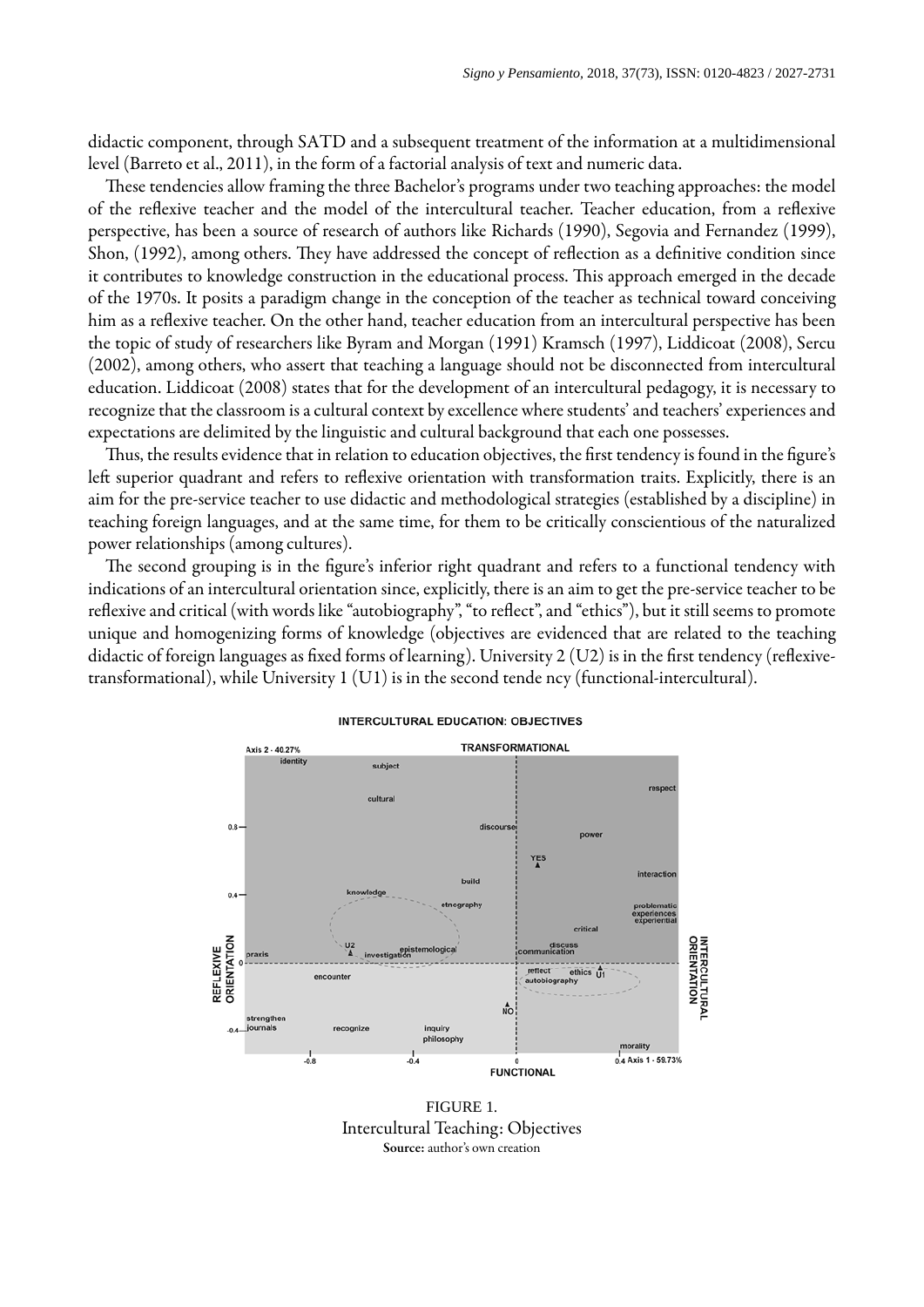didactic component, through SATD and a subsequent treatment of the information at a multidimensional level (Barreto et al., 2011), in the form of a factorial analysis of text and numeric data.

These tendencies allow framing the three Bachelor's programs under two teaching approaches: the model of the reflexive teacher and the model of the intercultural teacher. Teacher education, from a reflexive perspective, has been a source of research of authors like Richards (1990), Segovia and Fernandez (1999), Shon, (1992), among others. They have addressed the concept of reflection as a definitive condition since it contributes to knowledge construction in the educational process. This approach emerged in the decade of the 1970s. It posits a paradigm change in the conception of the teacher as technical toward conceiving him as a reflexive teacher. On the other hand, teacher education from an intercultural perspective has been the topic of study of researchers like Byram and Morgan (1991) Kramsch (1997), Liddicoat (2008), Sercu (2002), among others, who assert that teaching a language should not be disconnected from intercultural education. Liddicoat (2008) states that for the development of an intercultural pedagogy, it is necessary to recognize that the classroom is a cultural context by excellence where students' and teachers' experiences and expectations are delimited by the linguistic and cultural background that each one possesses.

Thus, the results evidence that in relation to education objectives, the first tendency is found in the figure's left superior quadrant and refers to reflexive orientation with transformation traits. Explicitly, there is an aim for the pre-service teacher to use didactic and methodological strategies (established by a discipline) in teaching foreign languages, and at the same time, for them to be critically conscientious of the naturalized power relationships (among cultures).

The second grouping is in the figure's inferior right quadrant and refers to a functional tendency with indications of an intercultural orientation since, explicitly, there is an aim to get the pre-service teacher to be reflexive and critical (with words like "autobiography", "to reflect", and "ethics"), but it still seems to promote unique and homogenizing forms of knowledge (objectives are evidenced that are related to the teaching didactic of foreign languages as fixed forms of learning). University 2 (U2) is in the first tendency (reflexive-transformational), while University 1 (U1) is in the second tende ncy (functional-intercultural).

FIGURE 1.
Intercultural Teaching: Objectives
**Source:** author's own creation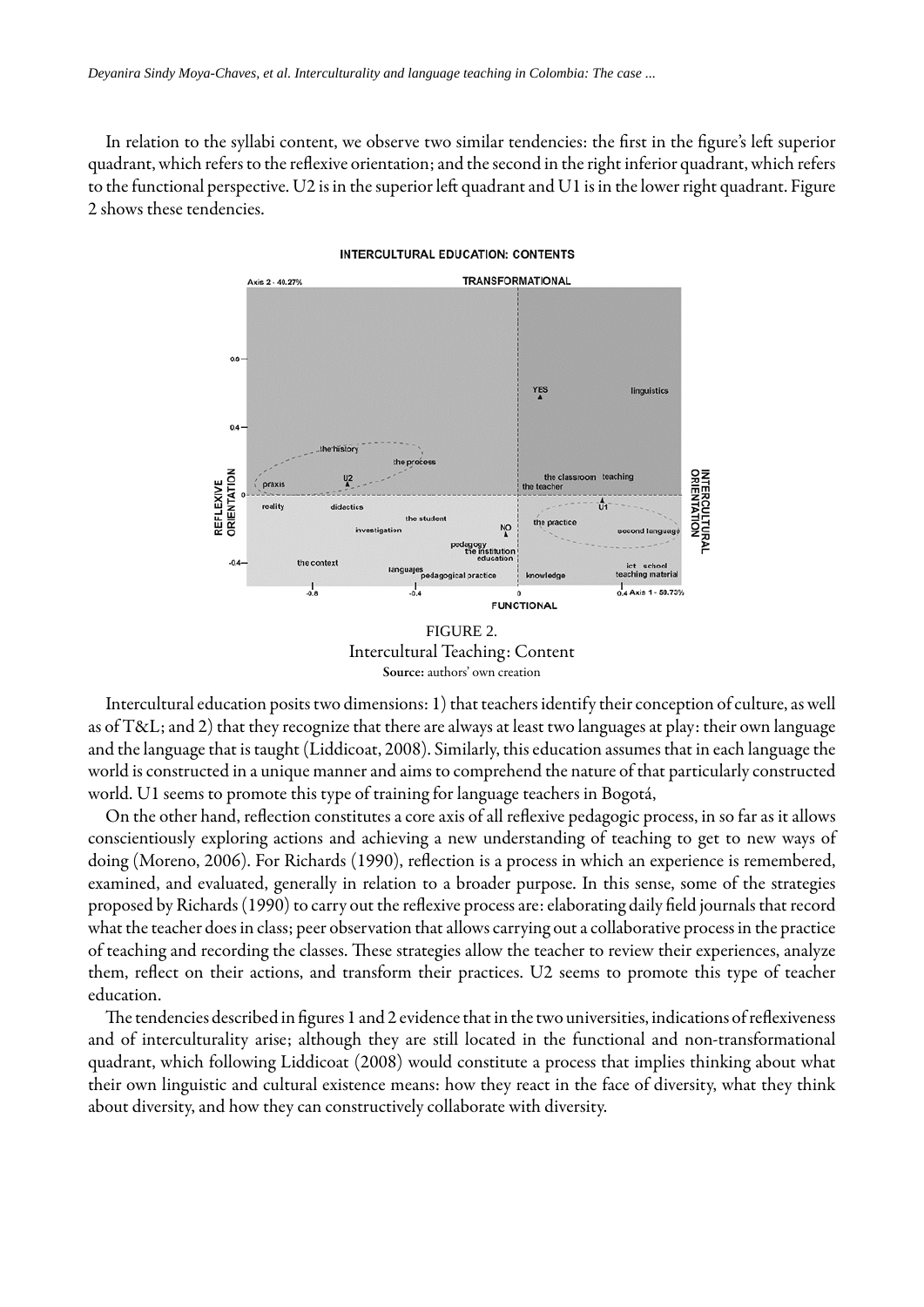In relation to the syllabi content, we observe two similar tendencies: the first in the figure's left superior quadrant, which refers to the reflexive orientation; and the second in the right inferior quadrant, which refers to the functional perspective. U2 is in the superior left quadrant and U1 is in the lower right quadrant. Figure 2 shows these tendencies.

FIGURE 2.
Intercultural Teaching: Content
**Source:** authors' own creation

Intercultural education posits two dimensions: 1) that teachers identify their conception of culture, as well as of T&L; and 2) that they recognize that there are always at least two languages at play: their own language and the language that is taught (Liddicoat, 2008). Similarly, this education assumes that in each language the world is constructed in a unique manner and aims to comprehend the nature of that particularly constructed world. U1 seems to promote this type of training for language teachers in Bogotá,

On the other hand, reflection constitutes a core axis of all reflexive pedagogic process, in so far as it allows conscientiously exploring actions and achieving a new understanding of teaching to get to new ways of doing (Moreno, 2006). For Richards (1990), reflection is a process in which an experience is remembered, examined, and evaluated, generally in relation to a broader purpose. In this sense, some of the strategies proposed by Richards (1990) to carry out the reflexive process are: elaborating daily field journals that record what the teacher does in class; peer observation that allows carrying out a collaborative process in the practice of teaching and recording the classes. These strategies allow the teacher to review their experiences, analyze them, reflect on their actions, and transform their practices. U2 seems to promote this type of teacher education.

The tendencies described in figures 1 and 2 evidence that in the two universities, indications of reflexiveness and of interculturality arise; although they are still located in the functional and non-transformational quadrant, which following Liddicoat (2008) would constitute a process that implies thinking about what their own linguistic and cultural existence means: how they react in the face of diversity, what they think about diversity, and how they can constructively collaborate with diversity.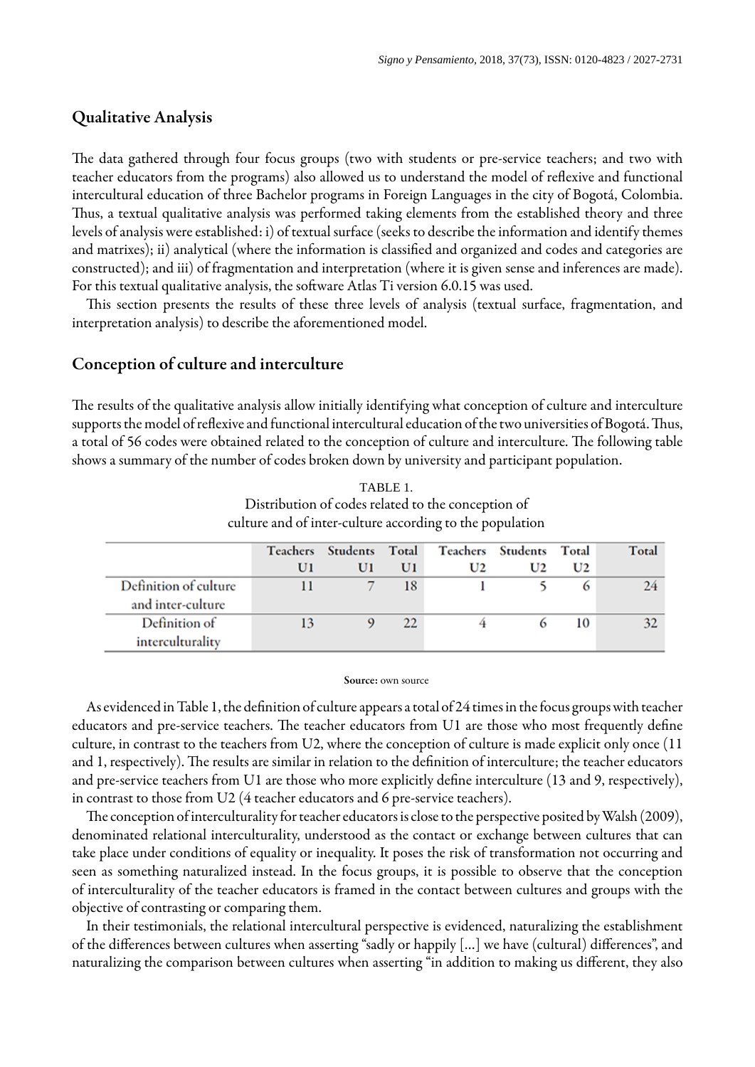## Qualitative Analysis

The data gathered through four focus groups (two with students or pre-service teachers; and two with teacher educators from the programs) also allowed us to understand the model of reflexive and functional intercultural education of three Bachelor programs in Foreign Languages in the city of Bogotá, Colombia. Thus, a textual qualitative analysis was performed taking elements from the established theory and three levels of analysis were established: i) of textual surface (seeks to describe the information and identify themes and matrixes); ii) analytical (where the information is classified and organized and codes and categories are constructed); and iii) of fragmentation and interpretation (where it is given sense and inferences are made). For this textual qualitative analysis, the software Atlas Ti version 6.0.15 was used.

This section presents the results of these three levels of analysis (textual surface, fragmentation, and interpretation analysis) to describe the aforementioned model.

## Conception of culture and interculture

The results of the qualitative analysis allow initially identifying what conception of culture and interculture supports the model of reflexive and functional intercultural education of the two universities of Bogotá. Thus, a total of 56 codes were obtained related to the conception of culture and interculture. The following table shows a summary of the number of codes broken down by university and participant population.

TABLE 1.
Distribution of codes related to the conception of culture and of inter-culture according to the population

| | Teachers U1 | Students U1 | Total U1 | Teachers U2 | Students U2 | Total U2 | Total |
|---|---|---|---|---|---|---|---|
| Definition of culture and inter-culture | 11 | 7 | 18 | 1 | 5 | 6 | 24 |
| Definition of interculturality | 13 | 9 | 22 | 4 | 6 | 10 | 32 |

**Source:** own source

As evidenced in Table 1, the definition of culture appears a total of 24 times in the focus groups with teacher educators and pre-service teachers. The teacher educators from U1 are those who most frequently define culture, in contrast to the teachers from U2, where the conception of culture is made explicit only once (11 and 1, respectively). The results are similar in relation to the definition of interculture; the teacher educators and pre-service teachers from U1 are those who more explicitly define interculture (13 and 9, respectively), in contrast to those from U2 (4 teacher educators and 6 pre-service teachers).

The conception of interculturality for teacher educators is close to the perspective posited by Walsh (2009), denominated relational interculturality, understood as the contact or exchange between cultures that can take place under conditions of equality or inequality. It poses the risk of transformation not occurring and seen as something naturalized instead. In the focus groups, it is possible to observe that the conception of interculturality of the teacher educators is framed in the contact between cultures and groups with the objective of contrasting or comparing them.

In their testimonials, the relational intercultural perspective is evidenced, naturalizing the establishment of the differences between cultures when asserting "sadly or happily [...] we have (cultural) differences", and naturalizing the comparison between cultures when asserting "in addition to making us different, they also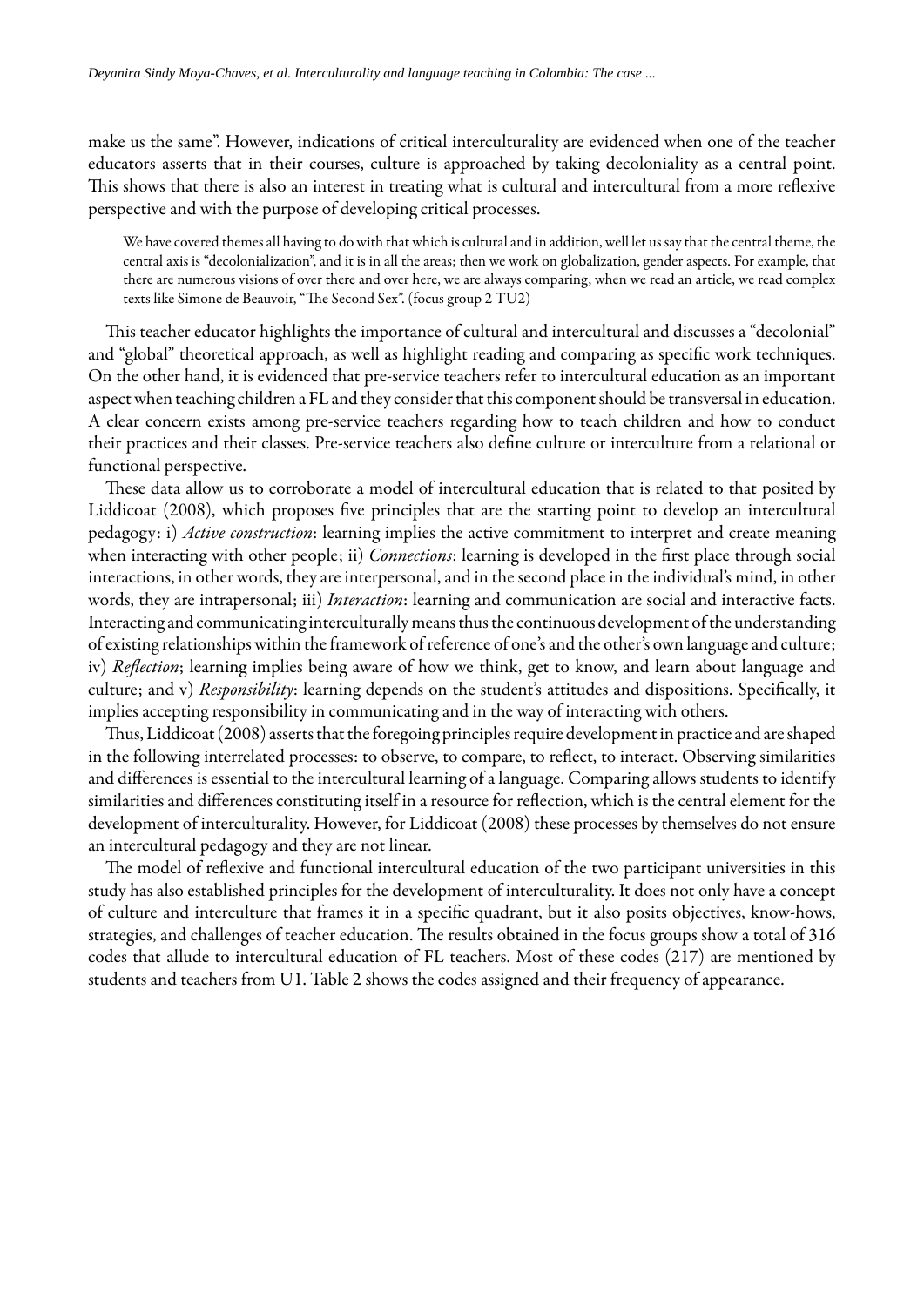make us the same". However, indications of critical interculturality are evidenced when one of the teacher educators asserts that in their courses, culture is approached by taking decoloniality as a central point. This shows that there is also an interest in treating what is cultural and intercultural from a more reflexive perspective and with the purpose of developing critical processes.

> We have covered themes all having to do with that which is cultural and in addition, well let us say that the central theme, the central axis is "decolonialization", and it is in all the areas; then we work on globalization, gender aspects. For example, that there are numerous visions of over there and over here, we are always comparing, when we read an article, we read complex texts like Simone de Beauvoir, "The Second Sex". (focus group 2 TU2)

This teacher educator highlights the importance of cultural and intercultural and discusses a "decolonial" and "global" theoretical approach, as well as highlight reading and comparing as specific work techniques. On the other hand, it is evidenced that pre-service teachers refer to intercultural education as an important aspect when teaching children a FL and they consider that this component should be transversal in education. A clear concern exists among pre-service teachers regarding how to teach children and how to conduct their practices and their classes. Pre-service teachers also define culture or interculture from a relational or functional perspective.

These data allow us to corroborate a model of intercultural education that is related to that posited by Liddicoat (2008), which proposes five principles that are the starting point to develop an intercultural pedagogy: i) *Active construction*: learning implies the active commitment to interpret and create meaning when interacting with other people; ii) *Connections*: learning is developed in the first place through social interactions, in other words, they are interpersonal, and in the second place in the individual's mind, in other words, they are intrapersonal; iii) *Interaction*: learning and communication are social and interactive facts. Interacting and communicating interculturally means thus the continuous development of the understanding of existing relationships within the framework of reference of one's and the other's own language and culture; iv) *Reflection*; learning implies being aware of how we think, get to know, and learn about language and culture; and v) *Responsibility*: learning depends on the student's attitudes and dispositions. Specifically, it implies accepting responsibility in communicating and in the way of interacting with others.

Thus, Liddicoat (2008) asserts that the foregoing principles require development in practice and are shaped in the following interrelated processes: to observe, to compare, to reflect, to interact. Observing similarities and differences is essential to the intercultural learning of a language. Comparing allows students to identify similarities and differences constituting itself in a resource for reflection, which is the central element for the development of interculturality. However, for Liddicoat (2008) these processes by themselves do not ensure an intercultural pedagogy and they are not linear.

The model of reflexive and functional intercultural education of the two participant universities in this study has also established principles for the development of interculturality. It does not only have a concept of culture and interculture that frames it in a specific quadrant, but it also posits objectives, know-hows, strategies, and challenges of teacher education. The results obtained in the focus groups show a total of 316 codes that allude to intercultural education of FL teachers. Most of these codes (217) are mentioned by students and teachers from U1. Table 2 shows the codes assigned and their frequency of appearance.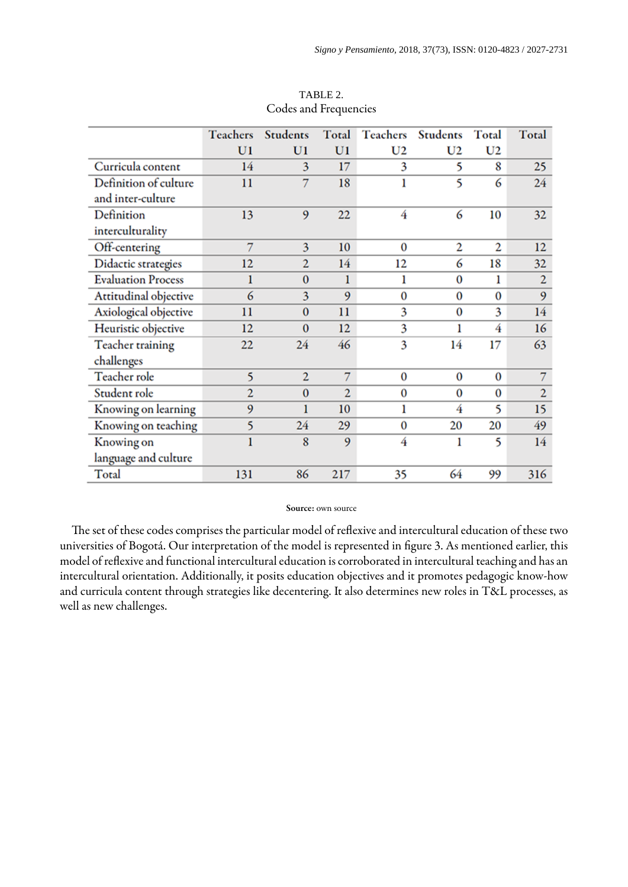TABLE 2.
Codes and Frequencies

| | Teachers U1 | Students U1 | Total U1 | Teachers U2 | Students U2 | Total U2 | Total |
|---|---|---|---|---|---|---|---|
| Curricula content | 14 | 3 | 17 | 3 | 5 | 8 | 25 |
| Definition of culture and inter-culture | 11 | 7 | 18 | 1 | 5 | 6 | 24 |
| Definition interculturality | 13 | 9 | 22 | 4 | 6 | 10 | 32 |
| Off-centering | 7 | 3 | 10 | 0 | 2 | 2 | 12 |
| Didactic strategies | 12 | 2 | 14 | 12 | 6 | 18 | 32 |
| Evaluation Process | 1 | 0 | 1 | 1 | 0 | 1 | 2 |
| Attitudinal objective | 6 | 3 | 9 | 0 | 0 | 0 | 9 |
| Axiological objective | 11 | 0 | 11 | 3 | 0 | 3 | 14 |
| Heuristic objective | 12 | 0 | 12 | 3 | 1 | 4 | 16 |
| Teacher training challenges | 22 | 24 | 46 | 3 | 14 | 17 | 63 |
| Teacher role | 5 | 2 | 7 | 0 | 0 | 0 | 7 |
| Student role | 2 | 0 | 2 | 0 | 0 | 0 | 2 |
| Knowing on learning | 9 | 1 | 10 | 1 | 4 | 5 | 15 |
| Knowing on teaching | 5 | 24 | 29 | 0 | 20 | 20 | 49 |
| Knowing on language and culture | 1 | 8 | 9 | 4 | 1 | 5 | 14 |
| Total | 131 | 86 | 217 | 35 | 64 | 99 | 316 |

**Source:** own source

The set of these codes comprises the particular model of reflexive and intercultural education of these two universities of Bogotá. Our interpretation of the model is represented in figure 3. As mentioned earlier, this model of reflexive and functional intercultural education is corroborated in intercultural teaching and has an intercultural orientation. Additionally, it posits education objectives and it promotes pedagogic know-how and curricula content through strategies like decentering. It also determines new roles in T&L processes, as well as new challenges.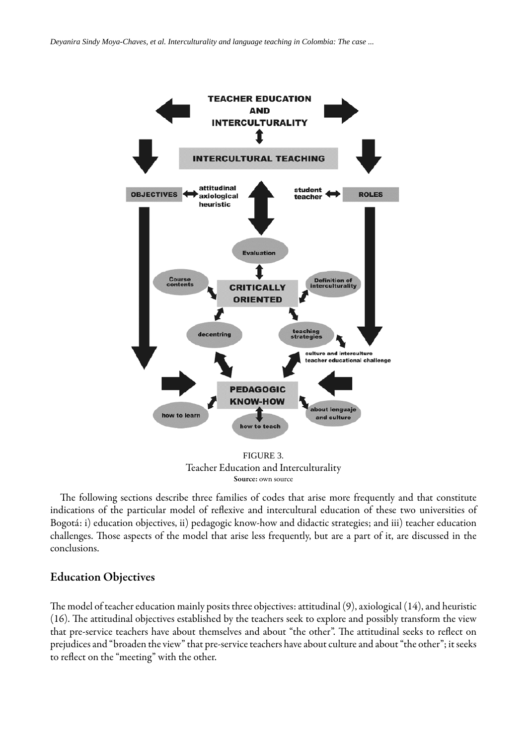FIGURE 3.
Teacher Education and Interculturality
**Source:** own source

The following sections describe three families of codes that arise more frequently and that constitute indications of the particular model of reflexive and intercultural education of these two universities of Bogotá: i) education objectives, ii) pedagogic know-how and didactic strategies; and iii) teacher education challenges. Those aspects of the model that arise less frequently, but are a part of it, are discussed in the conclusions.

## Education Objectives

The model of teacher education mainly posits three objectives: attitudinal (9), axiological (14), and heuristic (16). The attitudinal objectives established by the teachers seek to explore and possibly transform the view that pre-service teachers have about themselves and about "the other". The attitudinal seeks to reflect on prejudices and "broaden the view" that pre-service teachers have about culture and about "the other"; it seeks to reflect on the "meeting" with the other.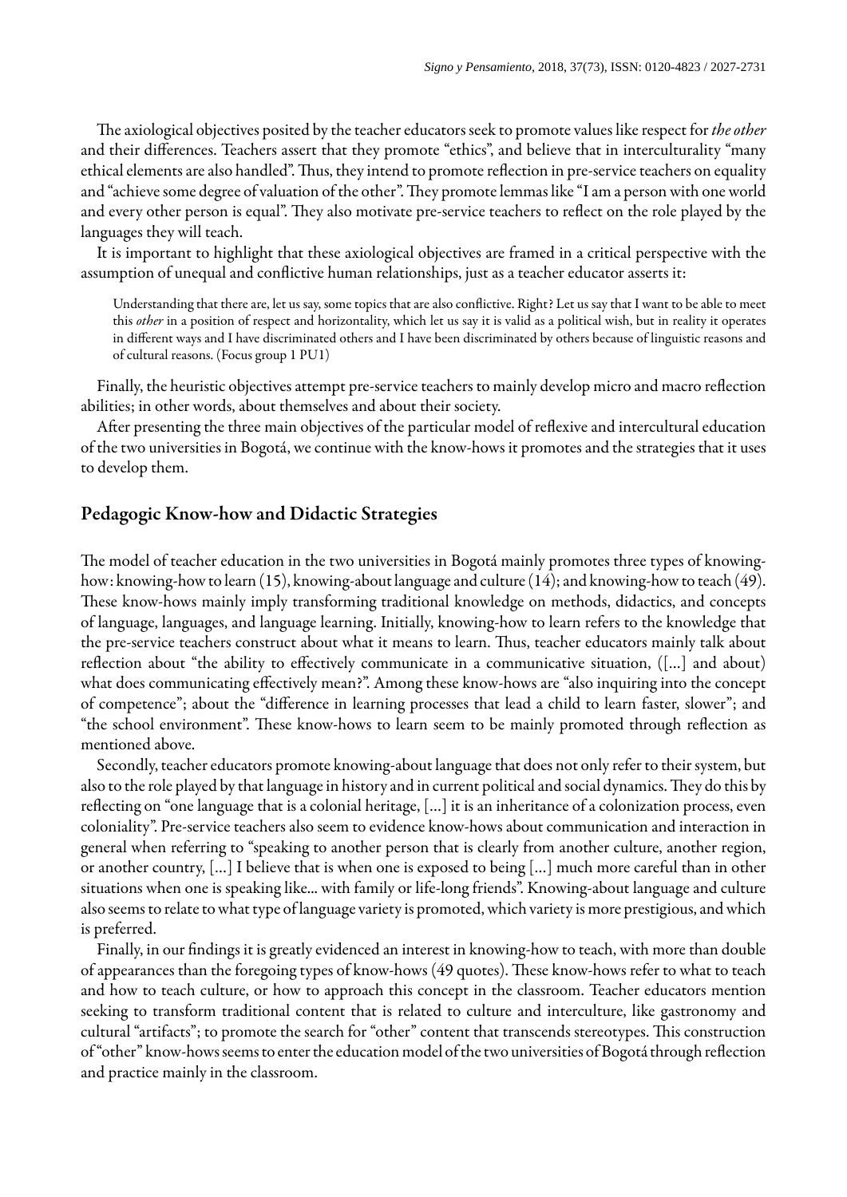The axiological objectives posited by the teacher educators seek to promote values like respect for *the other* and their differences. Teachers assert that they promote "ethics", and believe that in interculturality "many ethical elements are also handled". Thus, they intend to promote reflection in pre-service teachers on equality and "achieve some degree of valuation of the other". They promote lemmas like "I am a person with one world and every other person is equal". They also motivate pre-service teachers to reflect on the role played by the languages they will teach.

It is important to highlight that these axiological objectives are framed in a critical perspective with the assumption of unequal and conflictive human relationships, just as a teacher educator asserts it:

> Understanding that there are, let us say, some topics that are also conflictive. Right? Let us say that I want to be able to meet this *other* in a position of respect and horizontality, which let us say it is valid as a political wish, but in reality it operates in different ways and I have discriminated others and I have been discriminated by others because of linguistic reasons and of cultural reasons. (Focus group 1 PU1)

Finally, the heuristic objectives attempt pre-service teachers to mainly develop micro and macro reflection abilities; in other words, about themselves and about their society.

After presenting the three main objectives of the particular model of reflexive and intercultural education of the two universities in Bogotá, we continue with the know-hows it promotes and the strategies that it uses to develop them.

## Pedagogic Know-how and Didactic Strategies

The model of teacher education in the two universities in Bogotá mainly promotes three types of knowing-how: knowing-how to learn (15), knowing-about language and culture (14); and knowing-how to teach (49). These know-hows mainly imply transforming traditional knowledge on methods, didactics, and concepts of language, languages, and language learning. Initially, knowing-how to learn refers to the knowledge that the pre-service teachers construct about what it means to learn. Thus, teacher educators mainly talk about reflection about "the ability to effectively communicate in a communicative situation, ([...] and about) what does communicating effectively mean?". Among these know-hows are "also inquiring into the concept of competence"; about the "difference in learning processes that lead a child to learn faster, slower"; and "the school environment". These know-hows to learn seem to be mainly promoted through reflection as mentioned above.

Secondly, teacher educators promote knowing-about language that does not only refer to their system, but also to the role played by that language in history and in current political and social dynamics. They do this by reflecting on "one language that is a colonial heritage, [...] it is an inheritance of a colonization process, even coloniality". Pre-service teachers also seem to evidence know-hows about communication and interaction in general when referring to "speaking to another person that is clearly from another culture, another region, or another country, [...] I believe that is when one is exposed to being [...] much more careful than in other situations when one is speaking like... with family or life-long friends". Knowing-about language and culture also seems to relate to what type of language variety is promoted, which variety is more prestigious, and which is preferred.

Finally, in our findings it is greatly evidenced an interest in knowing-how to teach, with more than double of appearances than the foregoing types of know-hows (49 quotes). These know-hows refer to what to teach and how to teach culture, or how to approach this concept in the classroom. Teacher educators mention seeking to transform traditional content that is related to culture and interculture, like gastronomy and cultural "artifacts"; to promote the search for "other" content that transcends stereotypes. This construction of "other" know-hows seems to enter the education model of the two universities of Bogotá through reflection and practice mainly in the classroom.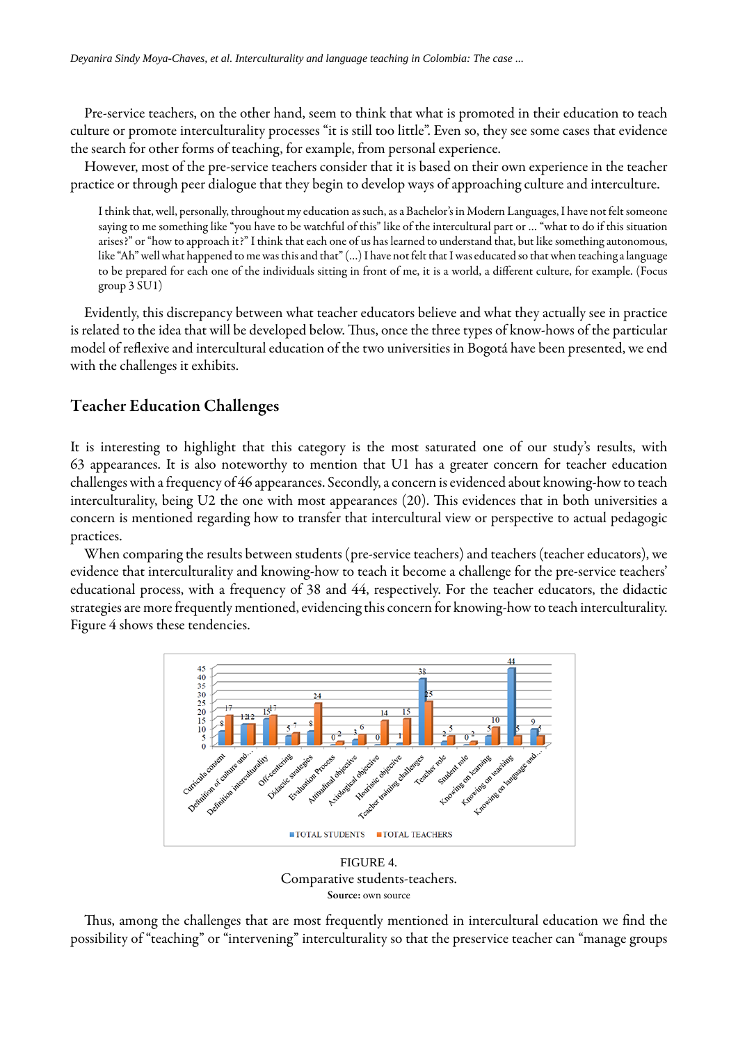Pre-service teachers, on the other hand, seem to think that what is promoted in their education to teach culture or promote interculturality processes "it is still too little". Even so, they see some cases that evidence the search for other forms of teaching, for example, from personal experience.

However, most of the pre-service teachers consider that it is based on their own experience in the teacher practice or through peer dialogue that they begin to develop ways of approaching culture and interculture.

> I think that, well, personally, throughout my education as such, as a Bachelor's in Modern Languages, I have not felt someone saying to me something like "you have to be watchful of this" like of the intercultural part or ... "what to do if this situation arises?" or "how to approach it?" I think that each one of us has learned to understand that, but like something autonomous, like "Ah" well what happened to me was this and that" (...) I have not felt that I was educated so that when teaching a language to be prepared for each one of the individuals sitting in front of me, it is a world, a different culture, for example. (Focus group 3 SU1)

Evidently, this discrepancy between what teacher educators believe and what they actually see in practice is related to the idea that will be developed below. Thus, once the three types of know-hows of the particular model of reflexive and intercultural education of the two universities in Bogotá have been presented, we end with the challenges it exhibits.

## Teacher Education Challenges

It is interesting to highlight that this category is the most saturated one of our study's results, with 63 appearances. It is also noteworthy to mention that U1 has a greater concern for teacher education challenges with a frequency of 46 appearances. Secondly, a concern is evidenced about knowing-how to teach interculturality, being U2 the one with most appearances (20). This evidences that in both universities a concern is mentioned regarding how to transfer that intercultural view or perspective to actual pedagogic practices.

When comparing the results between students (pre-service teachers) and teachers (teacher educators), we evidence that interculturality and knowing-how to teach it become a challenge for the pre-service teachers' educational process, with a frequency of 38 and 44, respectively. For the teacher educators, the didactic strategies are more frequently mentioned, evidencing this concern for knowing-how to teach interculturality. Figure 4 shows these tendencies.

| Category | TOTAL STUDENTS | TOTAL TEACHERS |
|---|---|---|
| Curricule content | 8 | 17 |
| Definition of culture and... | 12 | 12 |
| Definition interculturality | 15 | 17 |
| Off-centering | 5 | 7 |
| Didactic strategies | 8 | 24 |
| Evaluation Process | 0 | 2 |
| Attitudinal objective | 3 | 6 |
| Axiological objective | 0 | 14 |
| Heuristic objective | 1 | 15 |
| Teacher training challenges | 38 | 25 |
| Teacher role | 2 | 5 |
| Student role | 0 | 2 |
| Knowing on learning | 5 | 10 |
| Knowing on teaching | 44 | 5 |
| Knowing on language and... | 9 | 5 |

FIGURE 4.
Comparative students-teachers.
**Source:** own source

Thus, among the challenges that are most frequently mentioned in intercultural education we find the possibility of "teaching" or "intervening" interculturality so that the preservice teacher can "manage groups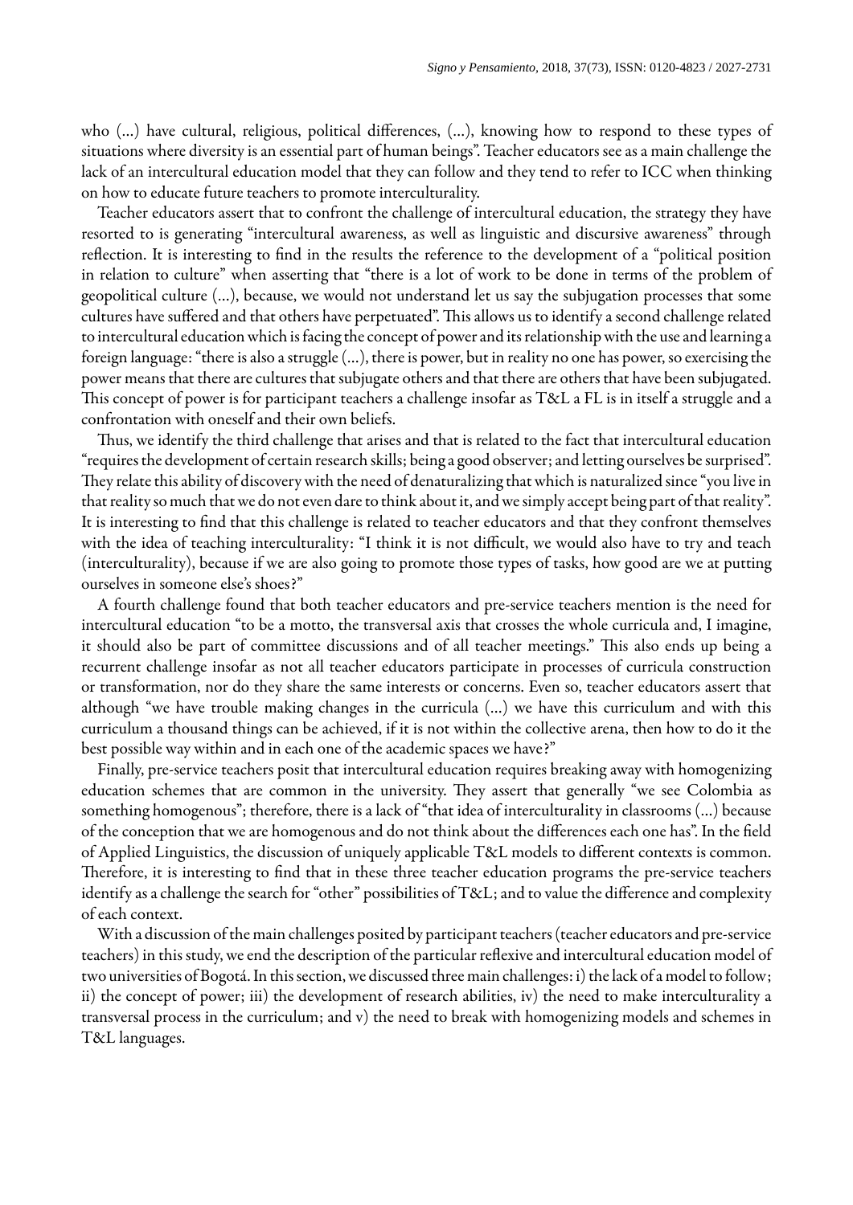who (…) have cultural, religious, political differences, (…), knowing how to respond to these types of situations where diversity is an essential part of human beings". Teacher educators see as a main challenge the lack of an intercultural education model that they can follow and they tend to refer to ICC when thinking on how to educate future teachers to promote interculturality.

Teacher educators assert that to confront the challenge of intercultural education, the strategy they have resorted to is generating "intercultural awareness, as well as linguistic and discursive awareness" through reflection. It is interesting to find in the results the reference to the development of a "political position in relation to culture" when asserting that "there is a lot of work to be done in terms of the problem of geopolitical culture (…), because, we would not understand let us say the subjugation processes that some cultures have suffered and that others have perpetuated". This allows us to identify a second challenge related to intercultural education which is facing the concept of power and its relationship with the use and learning a foreign language: "there is also a struggle (…), there is power, but in reality no one has power, so exercising the power means that there are cultures that subjugate others and that there are others that have been subjugated. This concept of power is for participant teachers a challenge insofar as T&L a FL is in itself a struggle and a confrontation with oneself and their own beliefs.

Thus, we identify the third challenge that arises and that is related to the fact that intercultural education "requires the development of certain research skills; being a good observer; and letting ourselves be surprised". They relate this ability of discovery with the need of denaturalizing that which is naturalized since "you live in that reality so much that we do not even dare to think about it, and we simply accept being part of that reality". It is interesting to find that this challenge is related to teacher educators and that they confront themselves with the idea of teaching interculturality: "I think it is not difficult, we would also have to try and teach (interculturality), because if we are also going to promote those types of tasks, how good are we at putting ourselves in someone else's shoes?"

A fourth challenge found that both teacher educators and pre-service teachers mention is the need for intercultural education "to be a motto, the transversal axis that crosses the whole curricula and, I imagine, it should also be part of committee discussions and of all teacher meetings." This also ends up being a recurrent challenge insofar as not all teacher educators participate in processes of curricula construction or transformation, nor do they share the same interests or concerns. Even so, teacher educators assert that although "we have trouble making changes in the curricula (…) we have this curriculum and with this curriculum a thousand things can be achieved, if it is not within the collective arena, then how to do it the best possible way within and in each one of the academic spaces we have?"

Finally, pre-service teachers posit that intercultural education requires breaking away with homogenizing education schemes that are common in the university. They assert that generally "we see Colombia as something homogenous"; therefore, there is a lack of "that idea of interculturality in classrooms (…) because of the conception that we are homogenous and do not think about the differences each one has". In the field of Applied Linguistics, the discussion of uniquely applicable T&L models to different contexts is common. Therefore, it is interesting to find that in these three teacher education programs the pre-service teachers identify as a challenge the search for "other" possibilities of T&L; and to value the difference and complexity of each context.

With a discussion of the main challenges posited by participant teachers (teacher educators and pre-service teachers) in this study, we end the description of the particular reflexive and intercultural education model of two universities of Bogotá. In this section, we discussed three main challenges: i) the lack of a model to follow; ii) the concept of power; iii) the development of research abilities, iv) the need to make interculturality a transversal process in the curriculum; and v) the need to break with homogenizing models and schemes in T&L languages.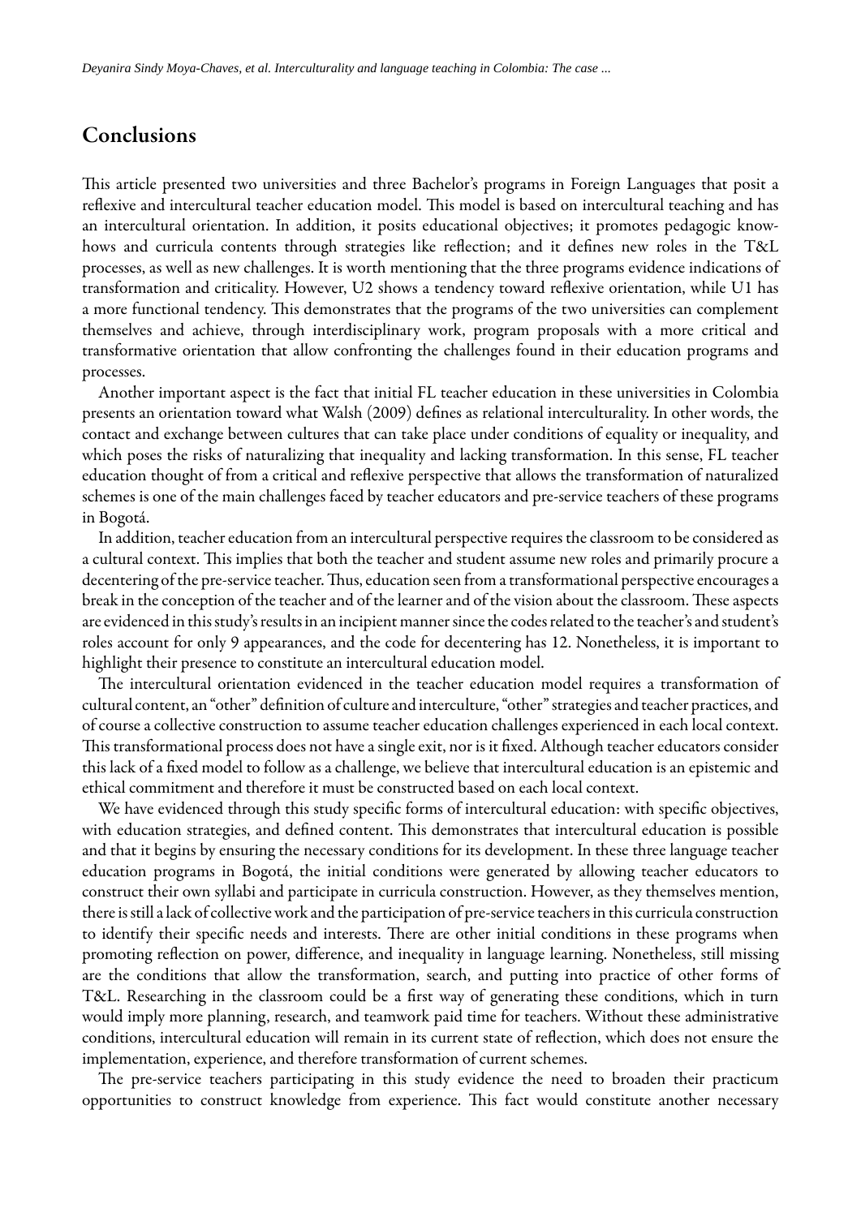## Conclusions

This article presented two universities and three Bachelor's programs in Foreign Languages that posit a reflexive and intercultural teacher education model. This model is based on intercultural teaching and has an intercultural orientation. In addition, it posits educational objectives; it promotes pedagogic know-hows and curricula contents through strategies like reflection; and it defines new roles in the T&L processes, as well as new challenges. It is worth mentioning that the three programs evidence indications of transformation and criticality. However, U2 shows a tendency toward reflexive orientation, while U1 has a more functional tendency. This demonstrates that the programs of the two universities can complement themselves and achieve, through interdisciplinary work, program proposals with a more critical and transformative orientation that allow confronting the challenges found in their education programs and processes.

Another important aspect is the fact that initial FL teacher education in these universities in Colombia presents an orientation toward what Walsh (2009) defines as relational interculturality. In other words, the contact and exchange between cultures that can take place under conditions of equality or inequality, and which poses the risks of naturalizing that inequality and lacking transformation. In this sense, FL teacher education thought of from a critical and reflexive perspective that allows the transformation of naturalized schemes is one of the main challenges faced by teacher educators and pre-service teachers of these programs in Bogotá.

In addition, teacher education from an intercultural perspective requires the classroom to be considered as a cultural context. This implies that both the teacher and student assume new roles and primarily procure a decentering of the pre-service teacher. Thus, education seen from a transformational perspective encourages a break in the conception of the teacher and of the learner and of the vision about the classroom. These aspects are evidenced in this study's results in an incipient manner since the codes related to the teacher's and student's roles account for only 9 appearances, and the code for decentering has 12. Nonetheless, it is important to highlight their presence to constitute an intercultural education model.

The intercultural orientation evidenced in the teacher education model requires a transformation of cultural content, an "other" definition of culture and interculture, "other" strategies and teacher practices, and of course a collective construction to assume teacher education challenges experienced in each local context. This transformational process does not have a single exit, nor is it fixed. Although teacher educators consider this lack of a fixed model to follow as a challenge, we believe that intercultural education is an epistemic and ethical commitment and therefore it must be constructed based on each local context.

We have evidenced through this study specific forms of intercultural education: with specific objectives, with education strategies, and defined content. This demonstrates that intercultural education is possible and that it begins by ensuring the necessary conditions for its development. In these three language teacher education programs in Bogotá, the initial conditions were generated by allowing teacher educators to construct their own syllabi and participate in curricula construction. However, as they themselves mention, there is still a lack of collective work and the participation of pre-service teachers in this curricula construction to identify their specific needs and interests. There are other initial conditions in these programs when promoting reflection on power, difference, and inequality in language learning. Nonetheless, still missing are the conditions that allow the transformation, search, and putting into practice of other forms of T&L. Researching in the classroom could be a first way of generating these conditions, which in turn would imply more planning, research, and teamwork paid time for teachers. Without these administrative conditions, intercultural education will remain in its current state of reflection, which does not ensure the implementation, experience, and therefore transformation of current schemes.

The pre-service teachers participating in this study evidence the need to broaden their practicum opportunities to construct knowledge from experience. This fact would constitute another necessary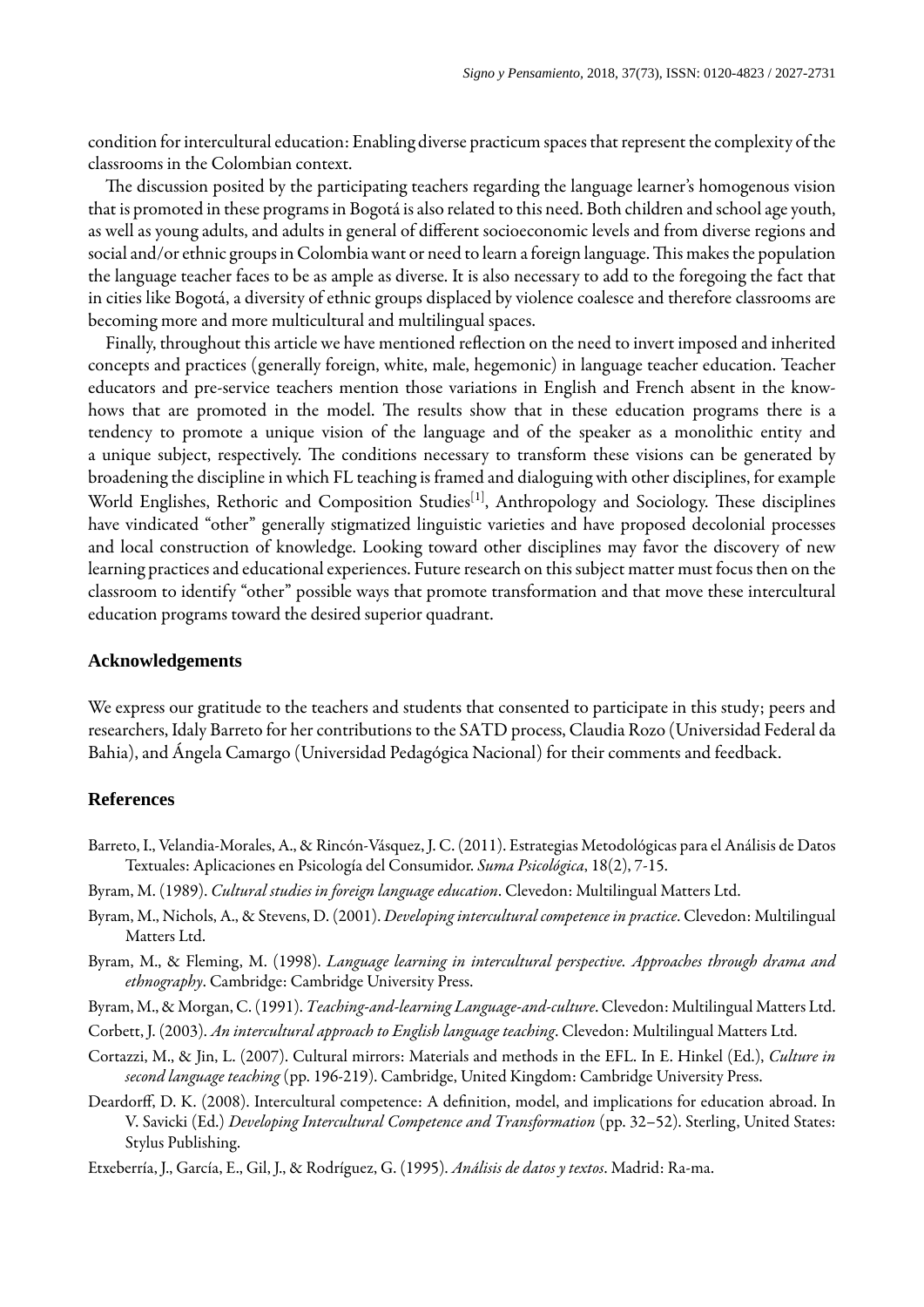condition for intercultural education: Enabling diverse practicum spaces that represent the complexity of the classrooms in the Colombian context.

The discussion posited by the participating teachers regarding the language learner's homogenous vision that is promoted in these programs in Bogotá is also related to this need. Both children and school age youth, as well as young adults, and adults in general of different socioeconomic levels and from diverse regions and social and/or ethnic groups in Colombia want or need to learn a foreign language. This makes the population the language teacher faces to be as ample as diverse. It is also necessary to add to the foregoing the fact that in cities like Bogotá, a diversity of ethnic groups displaced by violence coalesce and therefore classrooms are becoming more and more multicultural and multilingual spaces.

Finally, throughout this article we have mentioned reflection on the need to invert imposed and inherited concepts and practices (generally foreign, white, male, hegemonic) in language teacher education. Teacher educators and pre-service teachers mention those variations in English and French absent in the know-hows that are promoted in the model. The results show that in these education programs there is a tendency to promote a unique vision of the language and of the speaker as a monolithic entity and a unique subject, respectively. The conditions necessary to transform these visions can be generated by broadening the discipline in which FL teaching is framed and dialoguing with other disciplines, for example World Englishes, Rethoric and Composition Studies[1], Anthropology and Sociology. These disciplines have vindicated "other" generally stigmatized linguistic varieties and have proposed decolonial processes and local construction of knowledge. Looking toward other disciplines may favor the discovery of new learning practices and educational experiences. Future research on this subject matter must focus then on the classroom to identify "other" possible ways that promote transformation and that move these intercultural education programs toward the desired superior quadrant.

## Acknowledgements

We express our gratitude to the teachers and students that consented to participate in this study; peers and researchers, Idaly Barreto for her contributions to the SATD process, Claudia Rozo (Universidad Federal da Bahia), and Ángela Camargo (Universidad Pedagógica Nacional) for their comments and feedback.

## References

Barreto, I., Velandia-Morales, A., & Rincón-Vásquez, J. C. (2011). Estrategias Metodológicas para el Análisis de Datos Textuales: Aplicaciones en Psicología del Consumidor. *Suma Psicológica*, 18(2), 7-15.

Byram, M. (1989). *Cultural studies in foreign language education*. Clevedon: Multilingual Matters Ltd.

Byram, M., Nichols, A., & Stevens, D. (2001). *Developing intercultural competence in practice*. Clevedon: Multilingual Matters Ltd.

Byram, M., & Fleming, M. (1998). *Language learning in intercultural perspective. Approaches through drama and ethnography*. Cambridge: Cambridge University Press.

Byram, M., & Morgan, C. (1991). *Teaching-and-learning Language-and-culture*. Clevedon: Multilingual Matters Ltd.

Corbett, J. (2003). *An intercultural approach to English language teaching*. Clevedon: Multilingual Matters Ltd.

Cortazzi, M., & Jin, L. (2007). Cultural mirrors: Materials and methods in the EFL. In E. Hinkel (Ed.), *Culture in second language teaching* (pp. 196-219). Cambridge, United Kingdom: Cambridge University Press.

Deardorff, D. K. (2008). Intercultural competence: A definition, model, and implications for education abroad. In V. Savicki (Ed.) *Developing Intercultural Competence and Transformation* (pp. 32–52). Sterling, United States: Stylus Publishing.

Etxeberría, J., García, E., Gil, J., & Rodríguez, G. (1995). *Análisis de datos y textos*. Madrid: Ra-ma.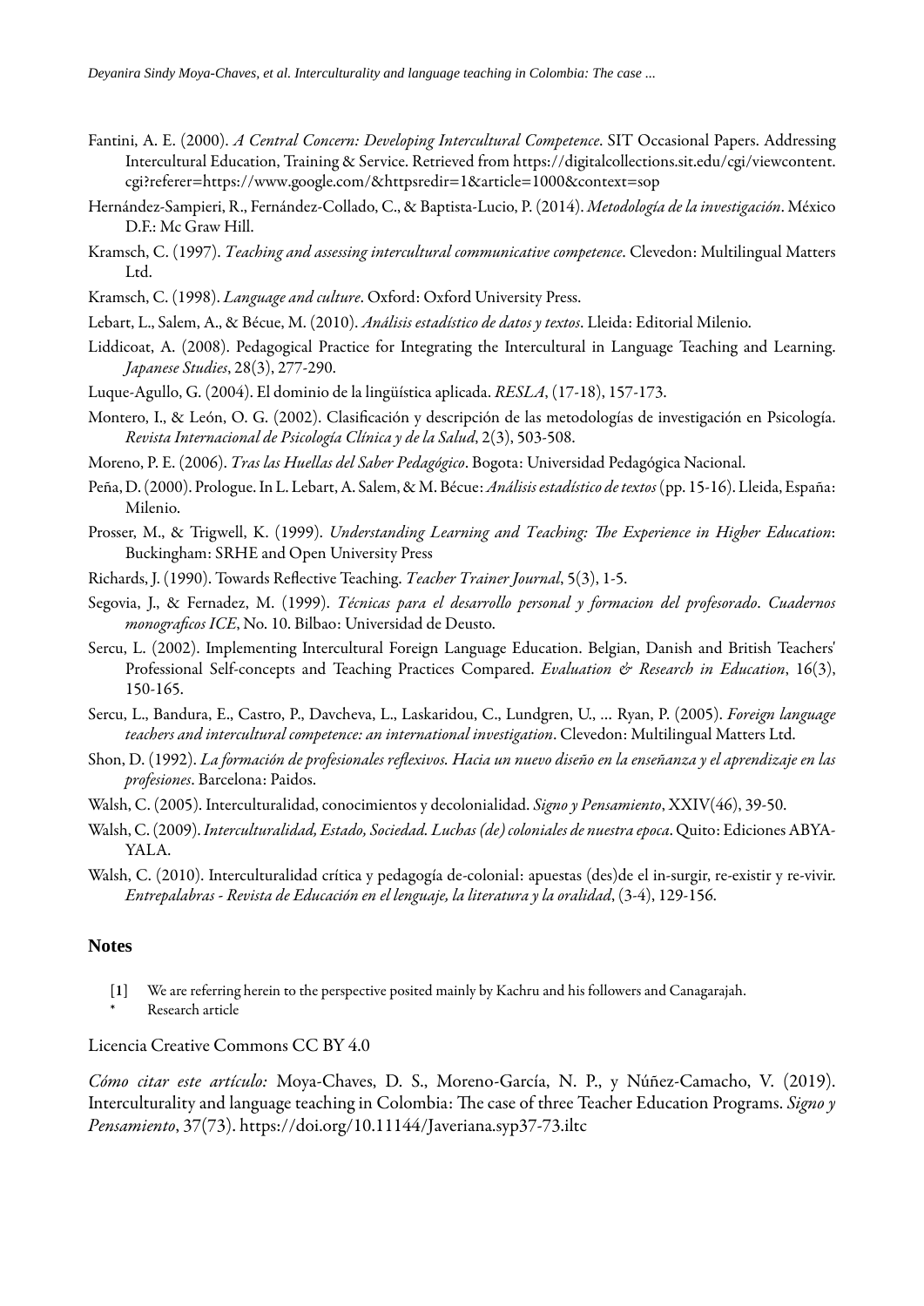Fantini, A. E. (2000). *A Central Concern: Developing Intercultural Competence*. SIT Occasional Papers. Addressing Intercultural Education, Training & Service. Retrieved from https://digitalcollections.sit.edu/cgi/viewcontent.cgi?referer=https://www.google.com/&httpsredir=1&article=1000&context=sop

Hernández-Sampieri, R., Fernández-Collado, C., & Baptista-Lucio, P. (2014). *Metodología de la investigación*. México D.F.: Mc Graw Hill.

Kramsch, C. (1997). *Teaching and assessing intercultural communicative competence*. Clevedon: Multilingual Matters Ltd.

Kramsch, C. (1998). *Language and culture*. Oxford: Oxford University Press.

Lebart, L., Salem, A., & Bécue, M. (2010). *Análisis estadístico de datos y textos*. Lleida: Editorial Milenio.

Liddicoat, A. (2008). Pedagogical Practice for Integrating the Intercultural in Language Teaching and Learning. *Japanese Studies*, 28(3), 277-290.

Luque-Agullo, G. (2004). El dominio de la lingüística aplicada. *RESLA*, (17-18), 157-173.

Montero, I., & León, O. G. (2002). Clasificación y descripción de las metodologías de investigación en Psicología. *Revista Internacional de Psicología Clínica y de la Salud*, 2(3), 503-508.

Moreno, P. E. (2006). *Tras las Huellas del Saber Pedagógico*. Bogota: Universidad Pedagógica Nacional.

Peña, D. (2000). Prologue. In L. Lebart, A. Salem, & M. Bécue: *Análisis estadístico de textos* (pp. 15-16). Lleida, España: Milenio.

Prosser, M., & Trigwell, K. (1999). *Understanding Learning and Teaching: The Experience in Higher Education*: Buckingham: SRHE and Open University Press

Richards, J. (1990). Towards Reflective Teaching. *Teacher Trainer Journal*, 5(3), 1-5.

Segovia, J., & Fernadez, M. (1999). *Técnicas para el desarrollo personal y formacion del profesorado*. *Cuadernos monograficos ICE*, No. 10. Bilbao: Universidad de Deusto.

Sercu, L. (2002). Implementing Intercultural Foreign Language Education. Belgian, Danish and British Teachers' Professional Self-concepts and Teaching Practices Compared. *Evaluation & Research in Education*, 16(3), 150-165.

Sercu, L., Bandura, E., Castro, P., Davcheva, L., Laskaridou, C., Lundgren, U., ... Ryan, P. (2005). *Foreign language teachers and intercultural competence: an international investigation*. Clevedon: Multilingual Matters Ltd.

Shon, D. (1992). *La formación de profesionales reflexivos. Hacia un nuevo diseño en la enseñanza y el aprendizaje en las profesiones*. Barcelona: Paidos.

Walsh, C. (2005). Interculturalidad, conocimientos y decolonialidad. *Signo y Pensamiento*, XXIV(46), 39-50.

Walsh, C. (2009). *Interculturalidad, Estado, Sociedad. Luchas (de) coloniales de nuestra epoca*. Quito: Ediciones ABYA-YALA.

Walsh, C. (2010). Interculturalidad crítica y pedagogía de-colonial: apuestas (des)de el in-surgir, re-existir y re-vivir. *Entrepalabras - Revista de Educación en el lenguaje, la literatura y la oralidad*, (3-4), 129-156.

## Notes

[1] We are referring herein to the perspective posited mainly by Kachru and his followers and Canagarajah.

\* Research article

Licencia Creative Commons CC BY 4.0

*Cómo citar este artículo:* Moya-Chaves, D. S., Moreno-García, N. P., y Núñez-Camacho, V. (2019). Interculturality and language teaching in Colombia: The case of three Teacher Education Programs. *Signo y Pensamiento*, 37(73). https://doi.org/10.11144/Javeriana.syp37-73.iltc